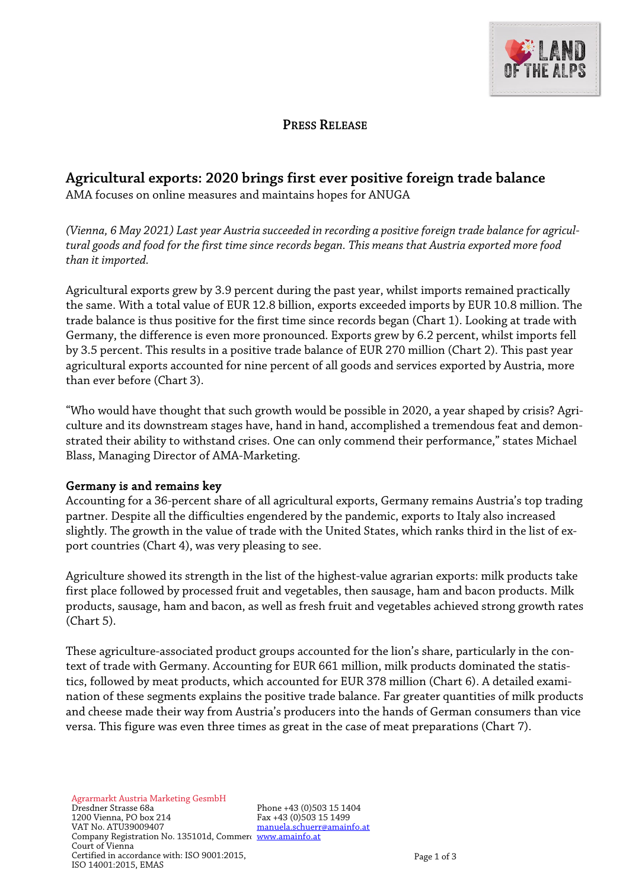PRESS RELEASE

# Agricultural exports: 2020 brings first ever positive foreign trade balance

AMA focuses on online measures and maintains hopes for ANUGA

*(Vienna, 6 May 2021) Last year Austria succeeded in recording a positive foreign trade balance for agricultural goods and food for the first time since records began. This means that Austria exported more food than it imported.*

Agricultural exports grew by 3.9 percent during the past year, whilst imports remained practically the same. With a total value of EUR 12.8 billion, exports exceeded imports by EUR 10.8 million. The trade balance is thus positive for the first time since records began (Chart 1). Looking at trade with Germany, the difference is even more pronounced. Exports grew by 6.2 percent, whilst imports fell by 3.5 percent. This results in a positive trade balance of EUR 270 million (Chart 2). This past year agricultural exports accounted for nine percent of all goods and services exported by Austria, more than ever before (Chart 3).

"Who would have thought that such growth would be possible in 2020, a year shaped by crisis? Agriculture and its downstream stages have, hand in hand, accomplished a tremendous feat and demonstrated their ability to withstand crises. One can only commend their performance," states Michael Blass, Managing Director of AMA-Marketing.

## Germany is and remains key

Accounting for a 36-percent share of all agricultural exports, Germany remains Austria's top trading partner. Despite all the difficulties engendered by the pandemic, exports to Italy also increased slightly. The growth in the value of trade with the United States, which ranks third in the list of export countries (Chart 4), was very pleasing to see.

Agriculture showed its strength in the list of the highest-value agrarian exports: milk products take first place followed by processed fruit and vegetables, then sausage, ham and bacon products. Milk products, sausage, ham and bacon, as well as fresh fruit and vegetables achieved strong growth rates (Chart 5).

These agriculture-associated product groups accounted for the lion's share, particularly in the context of trade with Germany. Accounting for EUR 661 million, milk products dominated the statistics, followed by meat products, which accounted for EUR 378 million (Chart 6). A detailed examination of these segments explains the positive trade balance. Far greater quantities of milk products and cheese made their way from Austria's producers into the hands of German consumers than vice versa. This figure was even three times as great in the case of meat preparations (Chart 7).

Agrarmarkt Austria Marketing GesmbH
Dresdner Strasse 68a
1200 Vienna, PO box 214
VAT No. ATU39009407
Company Registration No. 135101d, Commercial Court of Vienna
Certified in accordance with: ISO 9001:2015, ISO 14001:2015, EMAS

Phone +43 (0)503 15 1404
Fax +43 (0)503 15 1499
manuela.schuerr@amainfo.at
www.amainfo.at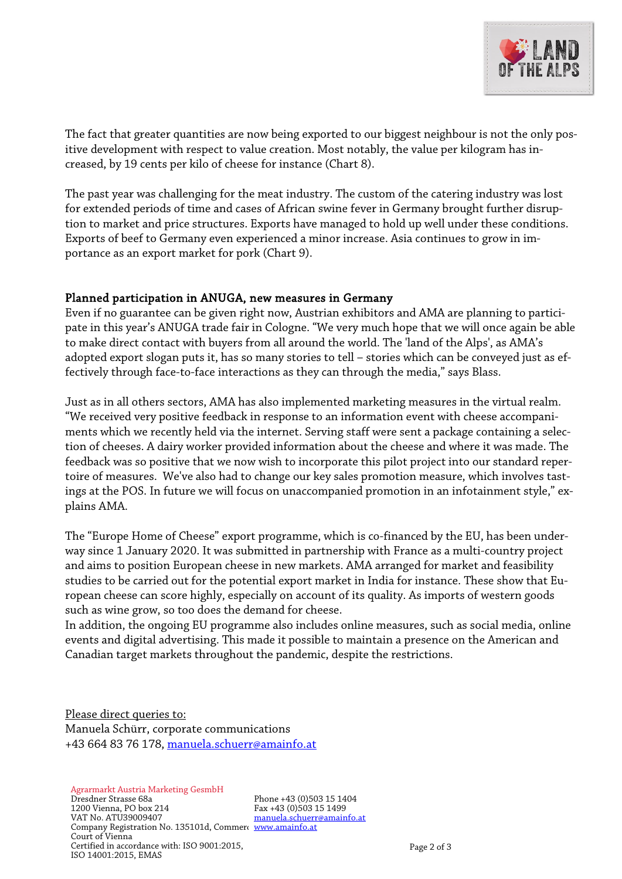The fact that greater quantities are now being exported to our biggest neighbour is not the only positive development with respect to value creation. Most notably, the value per kilogram has increased, by 19 cents per kilo of cheese for instance (Chart 8).

The past year was challenging for the meat industry. The custom of the catering industry was lost for extended periods of time and cases of African swine fever in Germany brought further disruption to market and price structures. Exports have managed to hold up well under these conditions. Exports of beef to Germany even experienced a minor increase. Asia continues to grow in importance as an export market for pork (Chart 9).

## Planned participation in ANUGA, new measures in Germany

Even if no guarantee can be given right now, Austrian exhibitors and AMA are planning to participate in this year's ANUGA trade fair in Cologne. "We very much hope that we will once again be able to make direct contact with buyers from all around the world. The 'land of the Alps', as AMA's adopted export slogan puts it, has so many stories to tell – stories which can be conveyed just as effectively through face-to-face interactions as they can through the media," says Blass.

Just as in all others sectors, AMA has also implemented marketing measures in the virtual realm. "We received very positive feedback in response to an information event with cheese accompaniments which we recently held via the internet. Serving staff were sent a package containing a selection of cheeses. A dairy worker provided information about the cheese and where it was made. The feedback was so positive that we now wish to incorporate this pilot project into our standard repertoire of measures. We've also had to change our key sales promotion measure, which involves tastings at the POS. In future we will focus on unaccompanied promotion in an infotainment style," explains AMA.

The "Europe Home of Cheese" export programme, which is co-financed by the EU, has been underway since 1 January 2020. It was submitted in partnership with France as a multi-country project and aims to position European cheese in new markets. AMA arranged for market and feasibility studies to be carried out for the potential export market in India for instance. These show that European cheese can score highly, especially on account of its quality. As imports of western goods such as wine grow, so too does the demand for cheese.
In addition, the ongoing EU programme also includes online measures, such as social media, online events and digital advertising. This made it possible to maintain a presence on the American and Canadian target markets throughout the pandemic, despite the restrictions.

Please direct queries to:
Manuela Schürr, corporate communications
+43 664 83 76 178, manuela.schuerr@amainfo.at

Agrarmarkt Austria Marketing GesmbH
Dresdner Strasse 68a
1200 Vienna, PO box 214
VAT No. ATU39009407
Company Registration No. 135101d, Commercial Court of Vienna
Certified in accordance with: ISO 9001:2015, ISO 14001:2015, EMAS

Phone +43 (0)503 15 1404
Fax +43 (0)503 15 1499
manuela.schuerr@amainfo.at
www.amainfo.at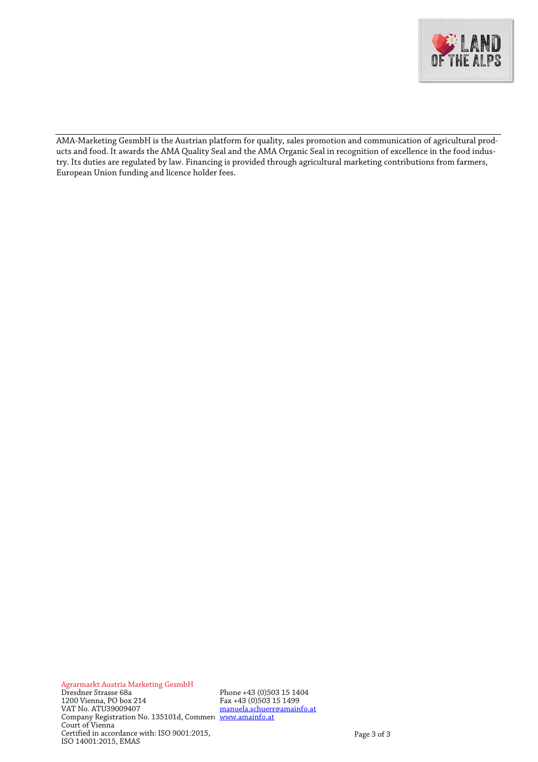AMA-Marketing GesmbH is the Austrian platform for quality, sales promotion and communication of agricultural products and food. It awards the AMA Quality Seal and the AMA Organic Seal in recognition of excellence in the food industry. Its duties are regulated by law. Financing is provided through agricultural marketing contributions from farmers, European Union funding and licence holder fees.

Agrarmarkt Austria Marketing GesmbH
Dresdner Strasse 68a
1200 Vienna, PO box 214
VAT No. ATU39009407
Company Registration No. 135101d, Commercial Court of Vienna
Certified in accordance with: ISO 9001:2015, ISO 14001:2015, EMAS

Phone +43 (0)503 15 1404
Fax +43 (0)503 15 1499
manuela.schuerr@amainfo.at
www.amainfo.at